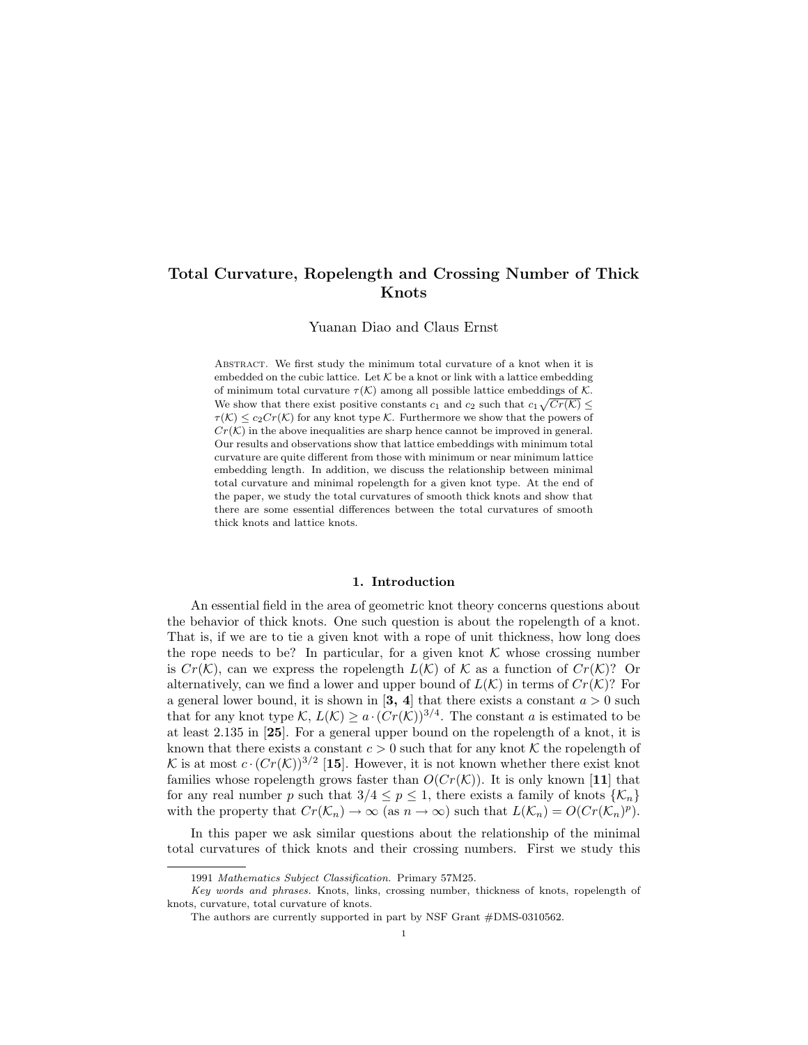# Total Curvature, Ropelength and Crossing Number of Thick Knots

Yuanan Diao and Claus Ernst

ABSTRACT. We first study the minimum total curvature of a knot when it is embedded on the cubic lattice. Let $\mathcal{K}$ be a knot or link with a lattice embedding of minimum total curvature $\tau(\mathcal{K})$ among all possible lattice embeddings of $\mathcal{K}$. We show that there exist positive constants $c_1$ and $c_2$ such that $c_1\sqrt{Cr(\mathcal{K})} \leq \tau(\mathcal{K}) \leq c_2 Cr(\mathcal{K})$ for any knot type $\mathcal{K}$. Furthermore we show that the powers of $Cr(\mathcal{K})$ in the above inequalities are sharp hence cannot be improved in general. Our results and observations show that lattice embeddings with minimum total curvature are quite different from those with minimum or near minimum lattice embedding length. In addition, we discuss the relationship between minimal total curvature and minimal ropelength for a given knot type. At the end of the paper, we study the total curvatures of smooth thick knots and show that there are some essential differences between the total curvatures of smooth thick knots and lattice knots.

## 1. Introduction

An essential field in the area of geometric knot theory concerns questions about the behavior of thick knots. One such question is about the ropelength of a knot. That is, if we are to tie a given knot with a rope of unit thickness, how long does the rope needs to be? In particular, for a given knot $\mathcal{K}$ whose crossing number is $Cr(\mathcal{K})$, can we express the ropelength $L(\mathcal{K})$ of $\mathcal{K}$ as a function of $Cr(\mathcal{K})$? Or alternatively, can we find a lower and upper bound of $L(\mathcal{K})$ in terms of $Cr(\mathcal{K})$? For a general lower bound, it is shown in [**3, 4**] that there exists a constant $a > 0$ such that for any knot type $\mathcal{K}$, $L(\mathcal{K}) \geq a \cdot (Cr(\mathcal{K}))^{3/4}$. The constant $a$ is estimated to be at least 2.135 in [**25**]. For a general upper bound on the ropelength of a knot, it is known that there exists a constant $c > 0$ such that for any knot $\mathcal{K}$ the ropelength of $\mathcal{K}$ is at most $c \cdot (Cr(\mathcal{K}))^{3/2}$ [**15**]. However, it is not known whether there exist knot families whose ropelength grows faster than $O(Cr(\mathcal{K}))$. It is only known [**11**] that for any real number $p$ such that $3/4 \leq p \leq 1$, there exists a family of knots $\{\mathcal{K}_n\}$ with the property that $Cr(\mathcal{K}_n) \to \infty$ (as $n \to \infty$) such that $L(\mathcal{K}_n) = O(Cr(\mathcal{K}_n)^p)$.

In this paper we ask similar questions about the relationship of the minimal total curvatures of thick knots and their crossing numbers. First we study this

---

1991 *Mathematics Subject Classification.* Primary 57M25.

*Key words and phrases.* Knots, links, crossing number, thickness of knots, ropelength of knots, curvature, total curvature of knots.

The authors are currently supported in part by NSF Grant #DMS-0310562.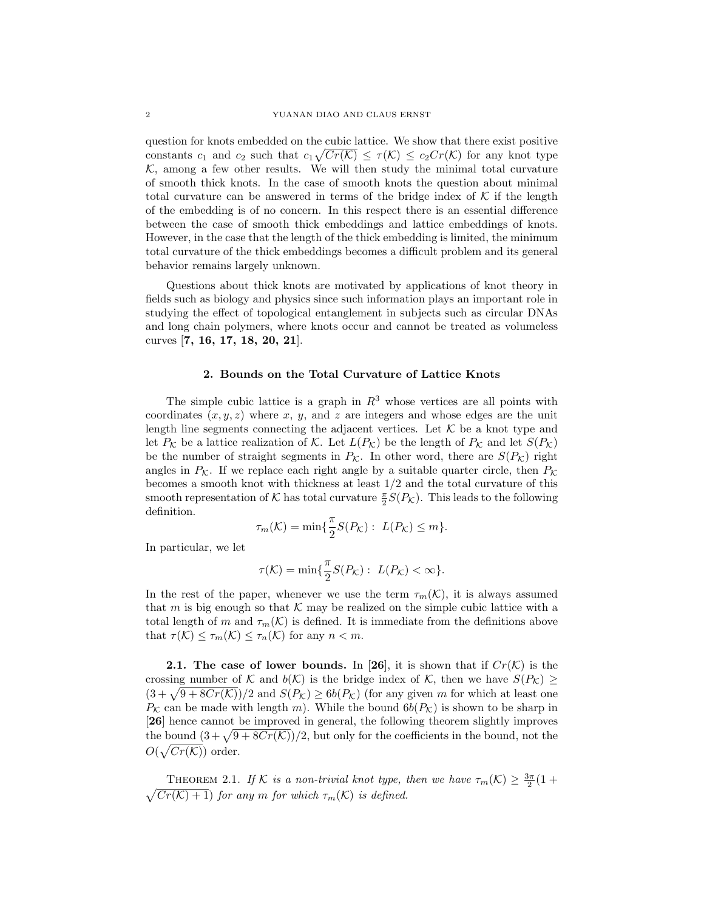question for knots embedded on the cubic lattice. We show that there exist positive constants $c_1$ and $c_2$ such that $c_1\sqrt{Cr(\mathcal{K})} \leq \tau(\mathcal{K}) \leq c_2 Cr(\mathcal{K})$ for any knot type $\mathcal{K}$, among a few other results. We will then study the minimal total curvature of smooth thick knots. In the case of smooth knots the question about minimal total curvature can be answered in terms of the bridge index of $\mathcal{K}$ if the length of the embedding is of no concern. In this respect there is an essential difference between the case of smooth thick embeddings and lattice embeddings of knots. However, in the case that the length of the thick embedding is limited, the minimum total curvature of the thick embeddings becomes a difficult problem and its general behavior remains largely unknown.

Questions about thick knots are motivated by applications of knot theory in fields such as biology and physics since such information plays an important role in studying the effect of topological entanglement in subjects such as circular DNAs and long chain polymers, where knots occur and cannot be treated as volumeless curves [**7, 16, 17, 18, 20, 21**].

## 2. Bounds on the Total Curvature of Lattice Knots

The simple cubic lattice is a graph in $R^3$ whose vertices are all points with coordinates $(x, y, z)$ where $x$, $y$, and $z$ are integers and whose edges are the unit length line segments connecting the adjacent vertices. Let $\mathcal{K}$ be a knot type and let $P_{\mathcal{K}}$ be a lattice realization of $\mathcal{K}$. Let $L(P_{\mathcal{K}})$ be the length of $P_{\mathcal{K}}$ and let $S(P_{\mathcal{K}})$ be the number of straight segments in $P_{\mathcal{K}}$. In other word, there are $S(P_{\mathcal{K}})$ right angles in $P_{\mathcal{K}}$. If we replace each right angle by a suitable quarter circle, then $P_{\mathcal{K}}$ becomes a smooth knot with thickness at least $1/2$ and the total curvature of this smooth representation of $\mathcal{K}$ has total curvature $\frac{\pi}{2}S(P_{\mathcal{K}})$. This leads to the following definition.

$$\tau_m(\mathcal{K}) = \min\{\frac{\pi}{2}S(P_{\mathcal{K}}) : \; L(P_{\mathcal{K}}) \leq m\}.$$

In particular, we let

$$\tau(\mathcal{K}) = \min\{\frac{\pi}{2}S(P_{\mathcal{K}}) : \; L(P_{\mathcal{K}}) < \infty\}.$$

In the rest of the paper, whenever we use the term $\tau_m(\mathcal{K})$, it is always assumed that $m$ is big enough so that $\mathcal{K}$ may be realized on the simple cubic lattice with a total length of $m$ and $\tau_m(\mathcal{K})$ is defined. It is immediate from the definitions above that $\tau(\mathcal{K}) \leq \tau_m(\mathcal{K}) \leq \tau_n(\mathcal{K})$ for any $n < m$.

**2.1. The case of lower bounds.** In [**26**], it is shown that if $Cr(\mathcal{K})$ is the crossing number of $\mathcal{K}$ and $b(\mathcal{K})$ is the bridge index of $\mathcal{K}$, then we have $S(P_{\mathcal{K}}) \geq (3 + \sqrt{9 + 8Cr(\mathcal{K})})/2$ and $S(P_{\mathcal{K}}) \geq 6b(P_{\mathcal{K}})$ (for any given $m$ for which at least one $P_{\mathcal{K}}$ can be made with length $m$). While the bound $6b(P_{\mathcal{K}})$ is shown to be sharp in [**26**] hence cannot be improved in general, the following theorem slightly improves the bound $(3 + \sqrt{9 + 8Cr(\mathcal{K})})/2$, but only for the coefficients in the bound, not the $O(\sqrt{Cr(\mathcal{K})})$ order.

Theorem 2.1. *If $\mathcal{K}$ is a non-trivial knot type, then we have $\tau_m(\mathcal{K}) \geq \frac{3\pi}{2}(1 + \sqrt{Cr(\mathcal{K}) + 1})$ for any $m$ for which $\tau_m(\mathcal{K})$ is defined.*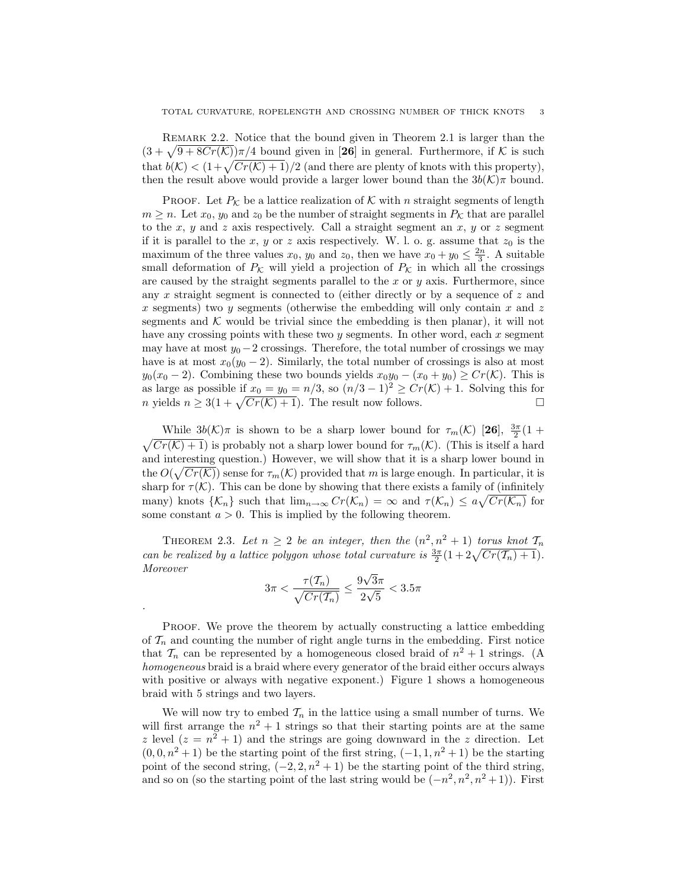REMARK 2.2. Notice that the bound given in Theorem 2.1 is larger than the $(3+\sqrt{9+8Cr(\mathcal{K})})\pi/4$ bound given in [**26**] in general. Furthermore, if $\mathcal{K}$ is such that $b(\mathcal{K}) < (1+\sqrt{Cr(\mathcal{K})+1})/2$ (and there are plenty of knots with this property), then the result above would provide a larger lower bound than the $3b(\mathcal{K})\pi$ bound.

PROOF. Let $P_{\mathcal{K}}$ be a lattice realization of $\mathcal{K}$ with $n$ straight segments of length $m \geq n$. Let $x_0$, $y_0$ and $z_0$ be the number of straight segments in $P_{\mathcal{K}}$ that are parallel to the $x$, $y$ and $z$ axis respectively. Call a straight segment an $x$, $y$ or $z$ segment if it is parallel to the $x$, $y$ or $z$ axis respectively. W. l. o. g. assume that $z_0$ is the maximum of the three values $x_0$, $y_0$ and $z_0$, then we have $x_0 + y_0 \leq \frac{2n}{3}$. A suitable small deformation of $P_{\mathcal{K}}$ will yield a projection of $P_{\mathcal{K}}$ in which all the crossings are caused by the straight segments parallel to the $x$ or $y$ axis. Furthermore, since any $x$ straight segment is connected to (either directly or by a sequence of $z$ and $x$ segments) two $y$ segments (otherwise the embedding will only contain $x$ and $z$ segments and $\mathcal{K}$ would be trivial since the embedding is then planar), it will not have any crossing points with these two $y$ segments. In other word, each $x$ segment may have at most $y_0 - 2$ crossings. Therefore, the total number of crossings we may have is at most $x_0(y_0-2)$. Similarly, the total number of crossings is also at most $y_0(x_0-2)$. Combining these two bounds yields $x_0y_0 - (x_0+y_0) \geq Cr(\mathcal{K})$. This is as large as possible if $x_0 = y_0 = n/3$, so $(n/3-1)^2 \geq Cr(\mathcal{K})+1$. Solving this for $n$ yields $n \geq 3(1+\sqrt{Cr(\mathcal{K})+1})$. The result now follows. $\square$

While $3b(\mathcal{K})\pi$ is shown to be a sharp lower bound for $\tau_m(\mathcal{K})$ [**26**], $\frac{3\pi}{2}(1+\sqrt{Cr(\mathcal{K})+1})$ is probably not a sharp lower bound for $\tau_m(\mathcal{K})$. (This is itself a hard and interesting question.) However, we will show that it is a sharp lower bound in the $O(\sqrt{Cr(\mathcal{K})})$ sense for $\tau_m(\mathcal{K})$ provided that $m$ is large enough. In particular, it is sharp for $\tau(\mathcal{K})$. This can be done by showing that there exists a family of (infinitely many) knots $\{\mathcal{K}_n\}$ such that $\lim_{n\to\infty} Cr(\mathcal{K}_n) = \infty$ and $\tau(\mathcal{K}_n) \leq a\sqrt{Cr(\mathcal{K}_n)}$ for some constant $a > 0$. This is implied by the following theorem.

THEOREM 2.3. *Let $n \geq 2$ be an integer, then the $(n^2, n^2+1)$ torus knot $\mathcal{T}_n$ can be realized by a lattice polygon whose total curvature is $\frac{3\pi}{2}(1+2\sqrt{Cr(\mathcal{T}_n)+1})$. Moreover*

$$3\pi < \frac{\tau(\mathcal{T}_n)}{\sqrt{Cr(\mathcal{T}_n)}} \leq \frac{9\sqrt{3}\pi}{2\sqrt{5}} < 3.5\pi$$

.

PROOF. We prove the theorem by actually constructing a lattice embedding of $\mathcal{T}_n$ and counting the number of right angle turns in the embedding. First notice that $\mathcal{T}_n$ can be represented by a homogeneous closed braid of $n^2+1$ strings. (A *homogeneous* braid is a braid where every generator of the braid either occurs always with positive or always with negative exponent.) Figure 1 shows a homogeneous braid with 5 strings and two layers.

We will now try to embed $\mathcal{T}_n$ in the lattice using a small number of turns. We will first arrange the $n^2+1$ strings so that their starting points are at the same $z$ level ($z = n^2+1$) and the strings are going downward in the $z$ direction. Let $(0, 0, n^2+1)$ be the starting point of the first string, $(-1, 1, n^2+1)$ be the starting point of the second string, $(-2, 2, n^2+1)$ be the starting point of the third string, and so on (so the starting point of the last string would be $(-n^2, n^2, n^2+1)$). First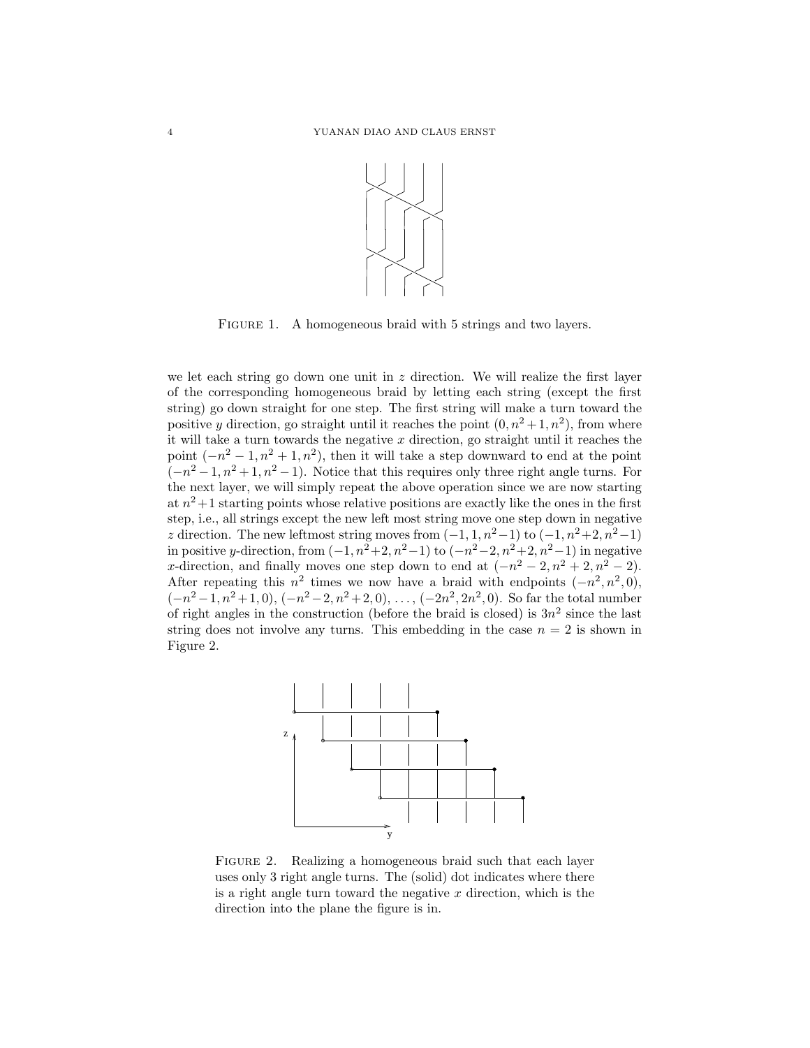FIGURE 1. A homogeneous braid with 5 strings and two layers.

we let each string go down one unit in $z$ direction. We will realize the first layer of the corresponding homogeneous braid by letting each string (except the first string) go down straight for one step. The first string will make a turn toward the positive $y$ direction, go straight until it reaches the point $(0, n^2+1, n^2)$, from where it will take a turn towards the negative $x$ direction, go straight until it reaches the point $(-n^2-1, n^2+1, n^2)$, then it will take a step downward to end at the point $(-n^2-1, n^2+1, n^2-1)$. Notice that this requires only three right angle turns. For the next layer, we will simply repeat the above operation since we are now starting at $n^2+1$ starting points whose relative positions are exactly like the ones in the first step, i.e., all strings except the new left most string move one step down in negative $z$ direction. The new leftmost string moves from $(-1, 1, n^2-1)$ to $(-1, n^2+2, n^2-1)$ in positive $y$-direction, from $(-1, n^2+2, n^2-1)$ to $(-n^2-2, n^2+2, n^2-1)$ in negative $x$-direction, and finally moves one step down to end at $(-n^2-2, n^2+2, n^2-2)$. After repeating this $n^2$ times we now have a braid with endpoints $(-n^2, n^2, 0)$, $(-n^2-1, n^2+1, 0)$, $(-n^2-2, n^2+2, 0)$, $\ldots$, $(-2n^2, 2n^2, 0)$. So far the total number of right angles in the construction (before the braid is closed) is $3n^2$ since the last string does not involve any turns. This embedding in the case $n=2$ is shown in Figure 2.

FIGURE 2. Realizing a homogeneous braid such that each layer uses only 3 right angle turns. The (solid) dot indicates where there is a right angle turn toward the negative $x$ direction, which is the direction into the plane the figure is in.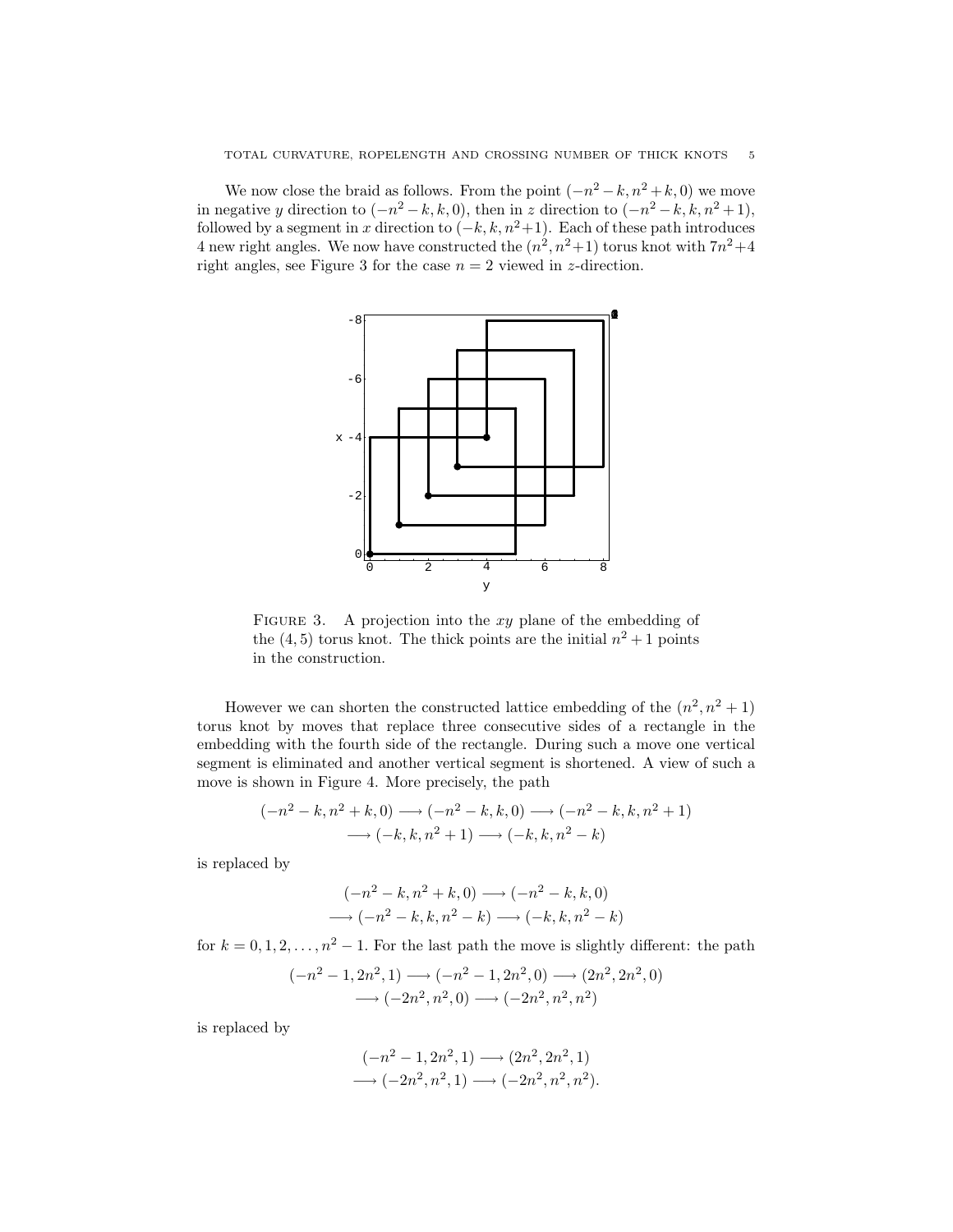We now close the braid as follows. From the point $(-n^2-k, n^2+k, 0)$ we move in negative $y$ direction to $(-n^2-k, k, 0)$, then in $z$ direction to $(-n^2-k, k, n^2+1)$, followed by a segment in $x$ direction to $(-k, k, n^2+1)$. Each of these path introduces 4 new right angles. We now have constructed the $(n^2, n^2+1)$ torus knot with $7n^2+4$ right angles, see Figure 3 for the case $n = 2$ viewed in $z$-direction.

FIGURE 3. A projection into the $xy$ plane of the embedding of the $(4, 5)$ torus knot. The thick points are the initial $n^2 + 1$ points in the construction.

However we can shorten the constructed lattice embedding of the $(n^2, n^2+1)$ torus knot by moves that replace three consecutive sides of a rectangle in the embedding with the fourth side of the rectangle. During such a move one vertical segment is eliminated and another vertical segment is shortened. A view of such a move is shown in Figure 4. More precisely, the path

$$(-n^2-k, n^2+k, 0) \longrightarrow (-n^2-k, k, 0) \longrightarrow (-n^2-k, k, n^2+1) \\ \longrightarrow (-k, k, n^2+1) \longrightarrow (-k, k, n^2-k)$$

is replaced by

$$(-n^2-k, n^2+k, 0) \longrightarrow (-n^2-k, k, 0) \\ \longrightarrow (-n^2-k, k, n^2-k) \longrightarrow (-k, k, n^2-k)$$

for $k = 0, 1, 2, \ldots, n^2-1$. For the last path the move is slightly different: the path

$$(-n^2-1, 2n^2, 1) \longrightarrow (-n^2-1, 2n^2, 0) \longrightarrow (2n^2, 2n^2, 0) \\ \longrightarrow (-2n^2, n^2, 0) \longrightarrow (-2n^2, n^2, n^2)$$

is replaced by

$$(-n^2-1, 2n^2, 1) \longrightarrow (2n^2, 2n^2, 1) \\ \longrightarrow (-2n^2, n^2, 1) \longrightarrow (-2n^2, n^2, n^2).$$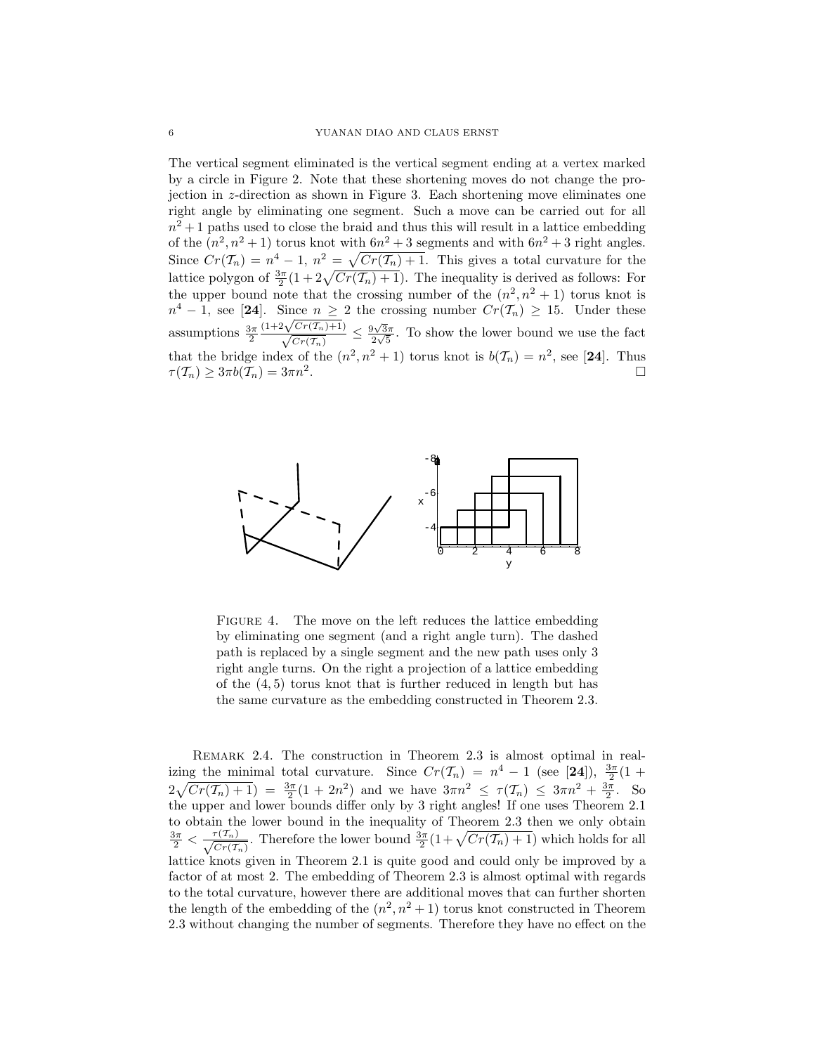The vertical segment eliminated is the vertical segment ending at a vertex marked by a circle in Figure 2. Note that these shortening moves do not change the projection in $z$-direction as shown in Figure 3. Each shortening move eliminates one right angle by eliminating one segment. Such a move can be carried out for all $n^2+1$ paths used to close the braid and thus this will result in a lattice embedding of the $(n^2, n^2+1)$ torus knot with $6n^2+3$ segments and with $6n^2+3$ right angles. Since $Cr(\mathcal{T}_n) = n^4 - 1$, $n^2 = \sqrt{Cr(\mathcal{T}_n)+1}$. This gives a total curvature for the lattice polygon of $\frac{3\pi}{2}(1 + 2\sqrt{Cr(\mathcal{T}_n)+1})$. The inequality is derived as follows: For the upper bound note that the crossing number of the $(n^2, n^2+1)$ torus knot is $n^4 - 1$, see [**24**]. Since $n \geq 2$ the crossing number $Cr(\mathcal{T}_n) \geq 15$. Under these assumptions $\frac{3\pi}{2}\frac{(1+2\sqrt{Cr(\mathcal{T}_n)+1})}{\sqrt{Cr(\mathcal{T}_n)}} \leq \frac{9\sqrt{3}\pi}{2\sqrt{5}}$. To show the lower bound we use the fact that the bridge index of the $(n^2, n^2+1)$ torus knot is $b(\mathcal{T}_n) = n^2$, see [**24**]. Thus $\tau(\mathcal{T}_n) \geq 3\pi b(\mathcal{T}_n) = 3\pi n^2$. □

FIGURE 4. The move on the left reduces the lattice embedding by eliminating one segment (and a right angle turn). The dashed path is replaced by a single segment and the new path uses only 3 right angle turns. On the right a projection of a lattice embedding of the $(4,5)$ torus knot that is further reduced in length but has the same curvature as the embedding constructed in Theorem 2.3.

REMARK 2.4. The construction in Theorem 2.3 is almost optimal in realizing the minimal total curvature. Since $Cr(\mathcal{T}_n) = n^4 - 1$ (see [**24**]), $\frac{3\pi}{2}(1 + 2\sqrt{Cr(\mathcal{T}_n)+1}) = \frac{3\pi}{2}(1 + 2n^2)$ and we have $3\pi n^2 \leq \tau(\mathcal{T}_n) \leq 3\pi n^2 + \frac{3\pi}{2}$. So the upper and lower bounds differ only by 3 right angles! If one uses Theorem 2.1 to obtain the lower bound in the inequality of Theorem 2.3 then we only obtain $\frac{3\pi}{2} < \frac{\tau(\mathcal{T}_n)}{\sqrt{Cr(\mathcal{T}_n)}}$. Therefore the lower bound $\frac{3\pi}{2}(1+\sqrt{Cr(\mathcal{T}_n)+1})$ which holds for all lattice knots given in Theorem 2.1 is quite good and could only be improved by a factor of at most 2. The embedding of Theorem 2.3 is almost optimal with regards to the total curvature, however there are additional moves that can further shorten the length of the embedding of the $(n^2, n^2+1)$ torus knot constructed in Theorem 2.3 without changing the number of segments. Therefore they have no effect on the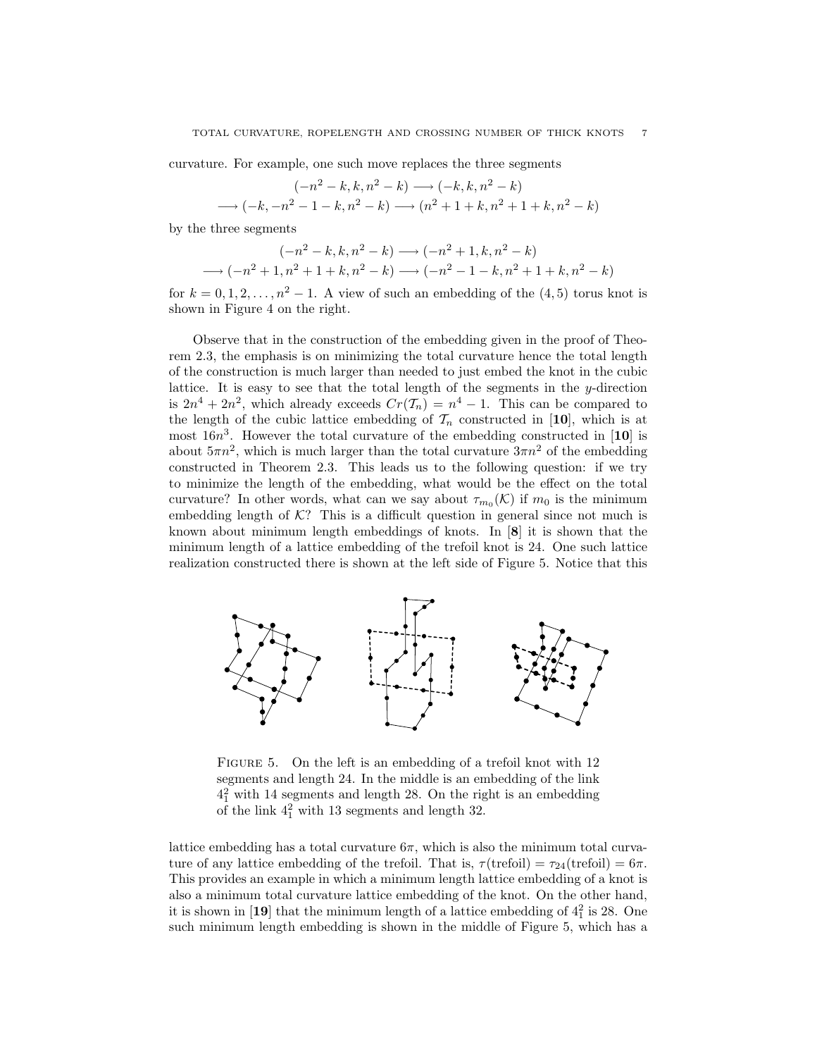curvature. For example, one such move replaces the three segments

$$(-n^2-k, k, n^2-k) \longrightarrow (-k, k, n^2-k)$$
$$\longrightarrow (-k, -n^2-1-k, n^2-k) \longrightarrow (n^2+1+k, n^2+1+k, n^2-k)$$

by the three segments

$$(-n^2-k, k, n^2-k) \longrightarrow (-n^2+1, k, n^2-k)$$
$$\longrightarrow (-n^2+1, n^2+1+k, n^2-k) \longrightarrow (-n^2-1-k, n^2+1+k, n^2-k)$$

for $k = 0, 1, 2, \ldots, n^2-1$. A view of such an embedding of the $(4, 5)$ torus knot is shown in Figure 4 on the right.

Observe that in the construction of the embedding given in the proof of Theorem 2.3, the emphasis is on minimizing the total curvature hence the total length of the construction is much larger than needed to just embed the knot in the cubic lattice. It is easy to see that the total length of the segments in the $y$-direction is $2n^4 + 2n^2$, which already exceeds $Cr(\mathcal{T}_n) = n^4 - 1$. This can be compared to the length of the cubic lattice embedding of $\mathcal{T}_n$ constructed in [**10**], which is at most $16n^3$. However the total curvature of the embedding constructed in [**10**] is about $5\pi n^2$, which is much larger than the total curvature $3\pi n^2$ of the embedding constructed in Theorem 2.3. This leads us to the following question: if we try to minimize the length of the embedding, what would be the effect on the total curvature? In other words, what can we say about $\tau_{m_0}(\mathcal{K})$ if $m_0$ is the minimum embedding length of $\mathcal{K}$? This is a difficult question in general since not much is known about minimum length embeddings of knots. In [**8**] it is shown that the minimum length of a lattice embedding of the trefoil knot is 24. One such lattice realization constructed there is shown at the left side of Figure 5. Notice that this

FIGURE 5. On the left is an embedding of a trefoil knot with 12 segments and length 24. In the middle is an embedding of the link $4_1^2$ with 14 segments and length 28. On the right is an embedding of the link $4_1^2$ with 13 segments and length 32.

lattice embedding has a total curvature $6\pi$, which is also the minimum total curvature of any lattice embedding of the trefoil. That is, $\tau(\text{trefoil}) = \tau_{24}(\text{trefoil}) = 6\pi$. This provides an example in which a minimum length lattice embedding of a knot is also a minimum total curvature lattice embedding of the knot. On the other hand, it is shown in [**19**] that the minimum length of a lattice embedding of $4_1^2$ is 28. One such minimum length embedding is shown in the middle of Figure 5, which has a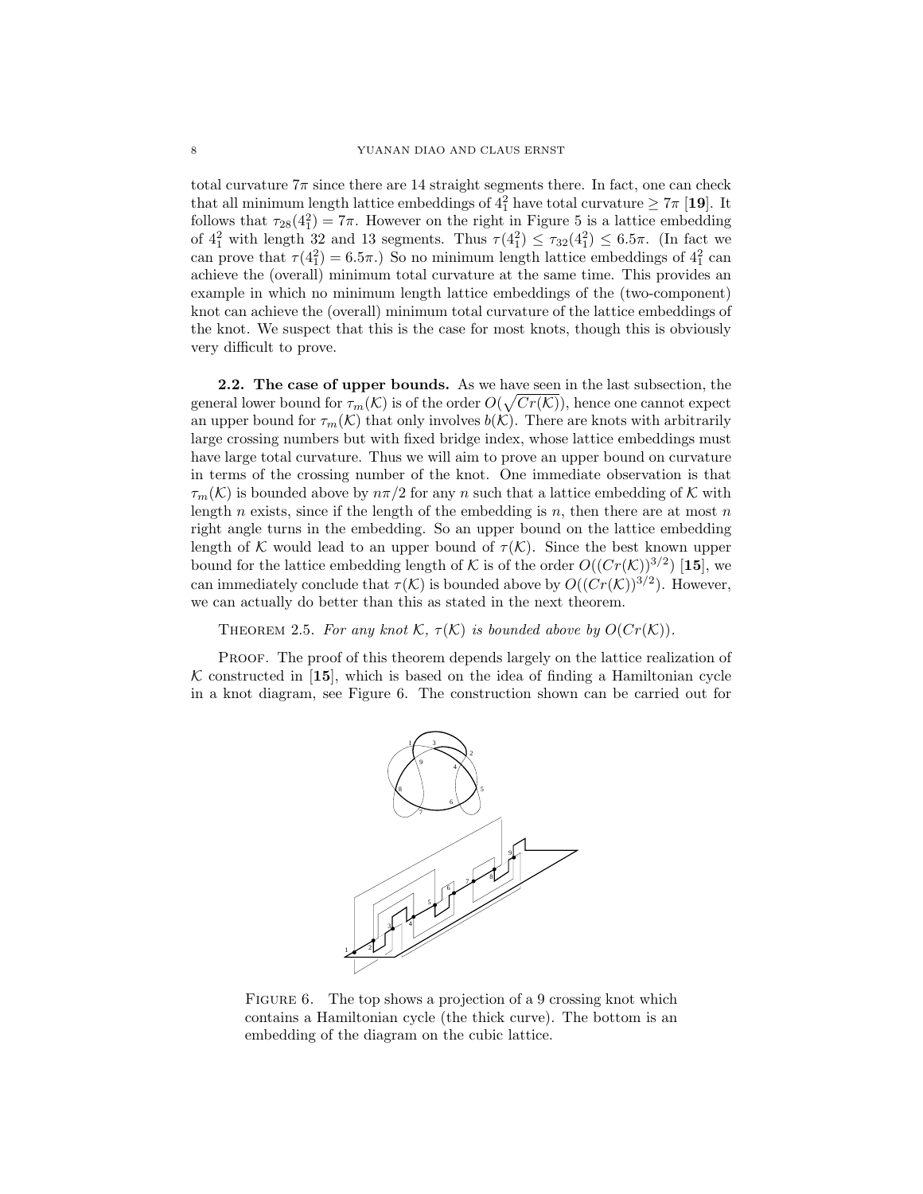total curvature $7\pi$ since there are 14 straight segments there. In fact, one can check that all minimum length lattice embeddings of $4_1^2$ have total curvature $\geq 7\pi$ [**19**]. It follows that $\tau_{28}(4_1^2) = 7\pi$. However on the right in Figure 5 is a lattice embedding of $4_1^2$ with length 32 and 13 segments. Thus $\tau(4_1^2) \leq \tau_{32}(4_1^2) \leq 6.5\pi$. (In fact we can prove that $\tau(4_1^2) = 6.5\pi$.) So no minimum length lattice embeddings of $4_1^2$ can achieve the (overall) minimum total curvature at the same time. This provides an example in which no minimum length lattice embeddings of the (two-component) knot can achieve the (overall) minimum total curvature of the lattice embeddings of the knot. We suspect that this is the case for most knots, though this is obviously very difficult to prove.

**2.2. The case of upper bounds.** As we have seen in the last subsection, the general lower bound for $\tau_m(\mathcal{K})$ is of the order $O(\sqrt{Cr(\mathcal{K})})$, hence one cannot expect an upper bound for $\tau_m(\mathcal{K})$ that only involves $b(\mathcal{K})$. There are knots with arbitrarily large crossing numbers but with fixed bridge index, whose lattice embeddings must have large total curvature. Thus we will aim to prove an upper bound on curvature in terms of the crossing number of the knot. One immediate observation is that $\tau_m(\mathcal{K})$ is bounded above by $n\pi/2$ for any $n$ such that a lattice embedding of $\mathcal{K}$ with length $n$ exists, since if the length of the embedding is $n$, then there are at most $n$ right angle turns in the embedding. So an upper bound on the lattice embedding length of $\mathcal{K}$ would lead to an upper bound of $\tau(\mathcal{K})$. Since the best known upper bound for the lattice embedding length of $\mathcal{K}$ is of the order $O((Cr(\mathcal{K}))^{3/2})$ [**15**], we can immediately conclude that $\tau(\mathcal{K})$ is bounded above by $O((Cr(\mathcal{K}))^{3/2})$. However, we can actually do better than this as stated in the next theorem.

THEOREM 2.5. *For any knot $\mathcal{K}$, $\tau(\mathcal{K})$ is bounded above by $O(Cr(\mathcal{K}))$.*

PROOF. The proof of this theorem depends largely on the lattice realization of $\mathcal{K}$ constructed in [**15**], which is based on the idea of finding a Hamiltonian cycle in a knot diagram, see Figure 6. The construction shown can be carried out for

FIGURE 6. The top shows a projection of a 9 crossing knot which contains a Hamiltonian cycle (the thick curve). The bottom is an embedding of the diagram on the cubic lattice.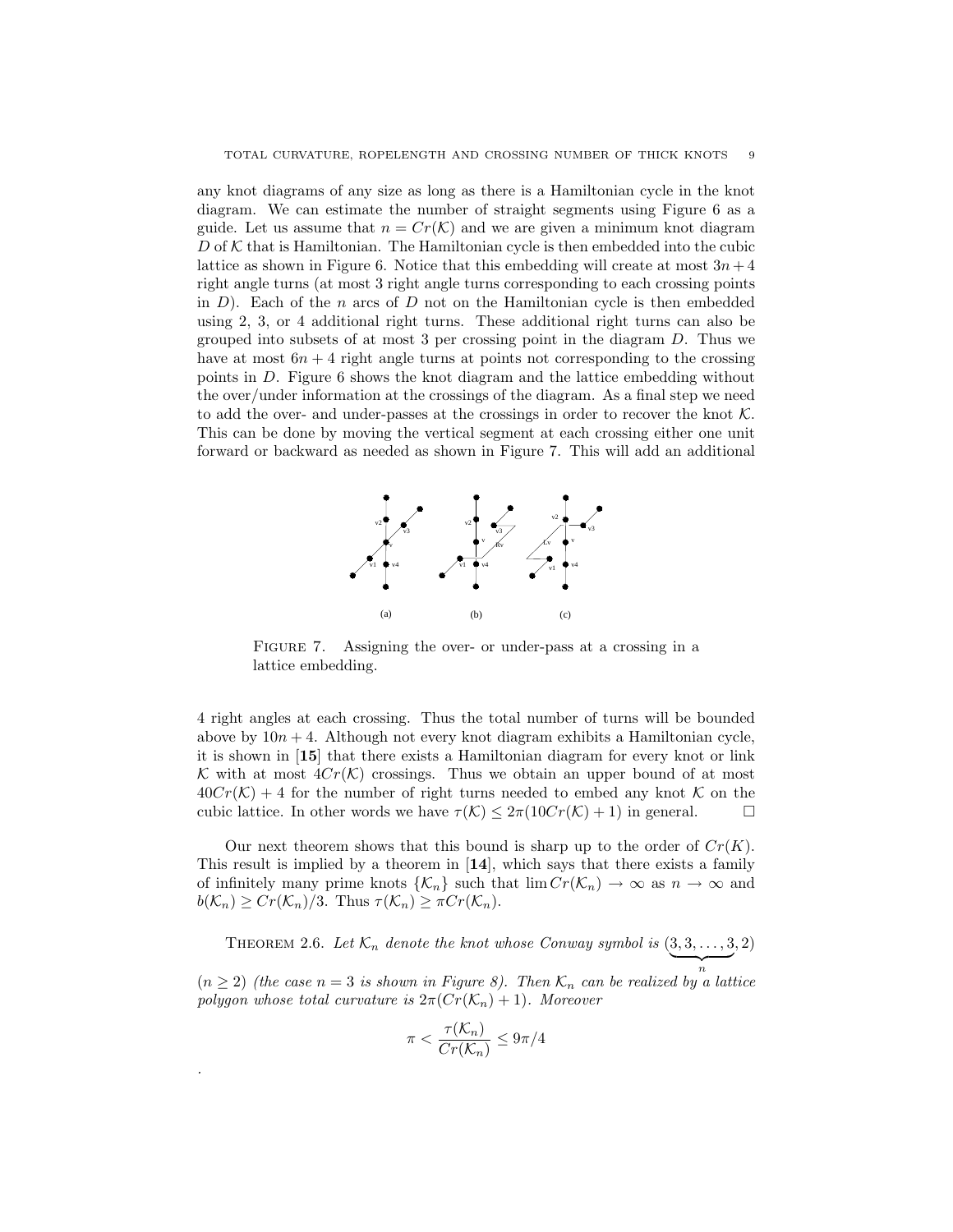any knot diagrams of any size as long as there is a Hamiltonian cycle in the knot diagram. We can estimate the number of straight segments using Figure 6 as a guide. Let us assume that $n = Cr(\mathcal{K})$ and we are given a minimum knot diagram $D$ of $\mathcal{K}$ that is Hamiltonian. The Hamiltonian cycle is then embedded into the cubic lattice as shown in Figure 6. Notice that this embedding will create at most $3n + 4$ right angle turns (at most 3 right angle turns corresponding to each crossing points in $D$). Each of the $n$ arcs of $D$ not on the Hamiltonian cycle is then embedded using 2, 3, or 4 additional right turns. These additional right turns can also be grouped into subsets of at most 3 per crossing point in the diagram $D$. Thus we have at most $6n + 4$ right angle turns at points not corresponding to the crossing points in $D$. Figure 6 shows the knot diagram and the lattice embedding without the over/under information at the crossings of the diagram. As a final step we need to add the over- and under-passes at the crossings in order to recover the knot $\mathcal{K}$. This can be done by moving the vertical segment at each crossing either one unit forward or backward as needed as shown in Figure 7. This will add an additional

FIGURE 7. Assigning the over- or under-pass at a crossing in a lattice embedding.

4 right angles at each crossing. Thus the total number of turns will be bounded above by $10n + 4$. Although not every knot diagram exhibits a Hamiltonian cycle, it is shown in [**15**] that there exists a Hamiltonian diagram for every knot or link $\mathcal{K}$ with at most $4Cr(\mathcal{K})$ crossings. Thus we obtain an upper bound of at most $40Cr(\mathcal{K}) + 4$ for the number of right turns needed to embed any knot $\mathcal{K}$ on the cubic lattice. In other words we have $\tau(\mathcal{K}) \leq 2\pi(10Cr(\mathcal{K}) + 1)$ in general. $\square$

Our next theorem shows that this bound is sharp up to the order of $Cr(K)$. This result is implied by a theorem in [**14**], which says that there exists a family of infinitely many prime knots $\{\mathcal{K}_n\}$ such that $\lim Cr(\mathcal{K}_n) \to \infty$ as $n \to \infty$ and $b(\mathcal{K}_n) \geq Cr(\mathcal{K}_n)/3$. Thus $\tau(\mathcal{K}_n) \geq \pi Cr(\mathcal{K}_n)$.

THEOREM 2.6. *Let $\mathcal{K}_n$ denote the knot whose Conway symbol is $(\underbrace{3, 3, \ldots, 3}_{n}, 2)$ $(n \geq 2)$ (the case $n = 3$ is shown in Figure 8). Then $\mathcal{K}_n$ can be realized by a lattice polygon whose total curvature is $2\pi(Cr(\mathcal{K}_n) + 1)$. Moreover*

$$\pi < \frac{\tau(\mathcal{K}_n)}{Cr(\mathcal{K}_n)} \leq 9\pi/4$$

.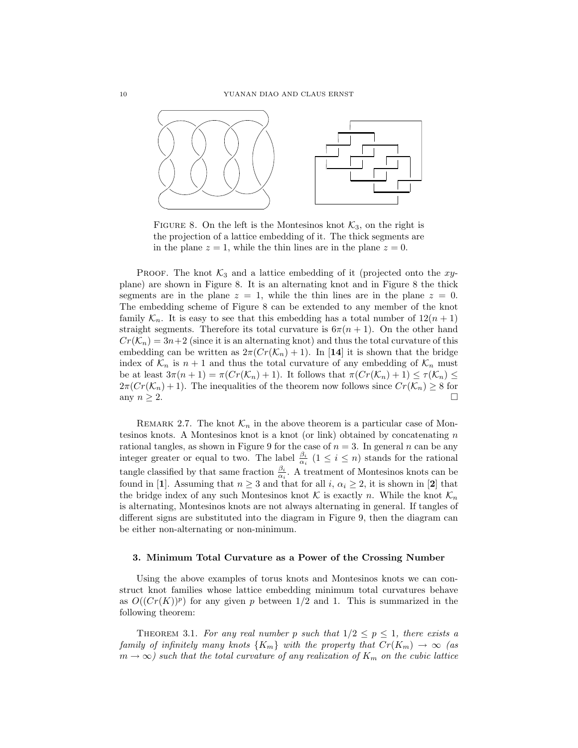FIGURE 8. On the left is the Montesinos knot $\mathcal{K}_3$, on the right is the projection of a lattice embedding of it. The thick segments are in the plane $z = 1$, while the thin lines are in the plane $z = 0$.

PROOF. The knot $\mathcal{K}_3$ and a lattice embedding of it (projected onto the $xy$-plane) are shown in Figure 8. It is an alternating knot and in Figure 8 the thick segments are in the plane $z = 1$, while the thin lines are in the plane $z = 0$. The embedding scheme of Figure 8 can be extended to any member of the knot family $\mathcal{K}_n$. It is easy to see that this embedding has a total number of $12(n+1)$ straight segments. Therefore its total curvature is $6\pi(n+1)$. On the other hand $Cr(\mathcal{K}_n) = 3n+2$ (since it is an alternating knot) and thus the total curvature of this embedding can be written as $2\pi(Cr(\mathcal{K}_n)+1)$. In [**14**] it is shown that the bridge index of $\mathcal{K}_n$ is $n+1$ and thus the total curvature of any embedding of $\mathcal{K}_n$ must be at least $3\pi(n+1) = \pi(Cr(\mathcal{K}_n)+1)$. It follows that $\pi(Cr(\mathcal{K}_n)+1) \leq \tau(\mathcal{K}_n) \leq 2\pi(Cr(\mathcal{K}_n)+1)$. The inequalities of the theorem now follows since $Cr(\mathcal{K}_n) \geq 8$ for any $n \geq 2$. $\square$

REMARK 2.7. The knot $\mathcal{K}_n$ in the above theorem is a particular case of Montesinos knots. A Montesinos knot is a knot (or link) obtained by concatenating $n$ rational tangles, as shown in Figure 9 for the case of $n = 3$. In general $n$ can be any integer greater or equal to two. The label $\frac{\beta_i}{\alpha_i}$ ($1 \leq i \leq n$) stands for the rational tangle classified by that same fraction $\frac{\beta_i}{\alpha_i}$. A treatment of Montesinos knots can be found in [**1**]. Assuming that $n \geq 3$ and that for all $i$, $\alpha_i \geq 2$, it is shown in [**2**] that the bridge index of any such Montesinos knot $\mathcal{K}$ is exactly $n$. While the knot $\mathcal{K}_n$ is alternating, Montesinos knots are not always alternating in general. If tangles of different signs are substituted into the diagram in Figure 9, then the diagram can be either non-alternating or non-minimum.

### 3. Minimum Total Curvature as a Power of the Crossing Number

Using the above examples of torus knots and Montesinos knots we can construct knot families whose lattice embedding minimum total curvatures behave as $O((Cr(K))^p)$ for any given $p$ between $1/2$ and 1. This is summarized in the following theorem:

THEOREM 3.1. *For any real number $p$ such that $1/2 \leq p \leq 1$, there exists a family of infinitely many knots $\{K_m\}$ with the property that $Cr(K_m) \to \infty$ (as $m \to \infty$) such that the total curvature of any realization of $K_m$ on the cubic lattice*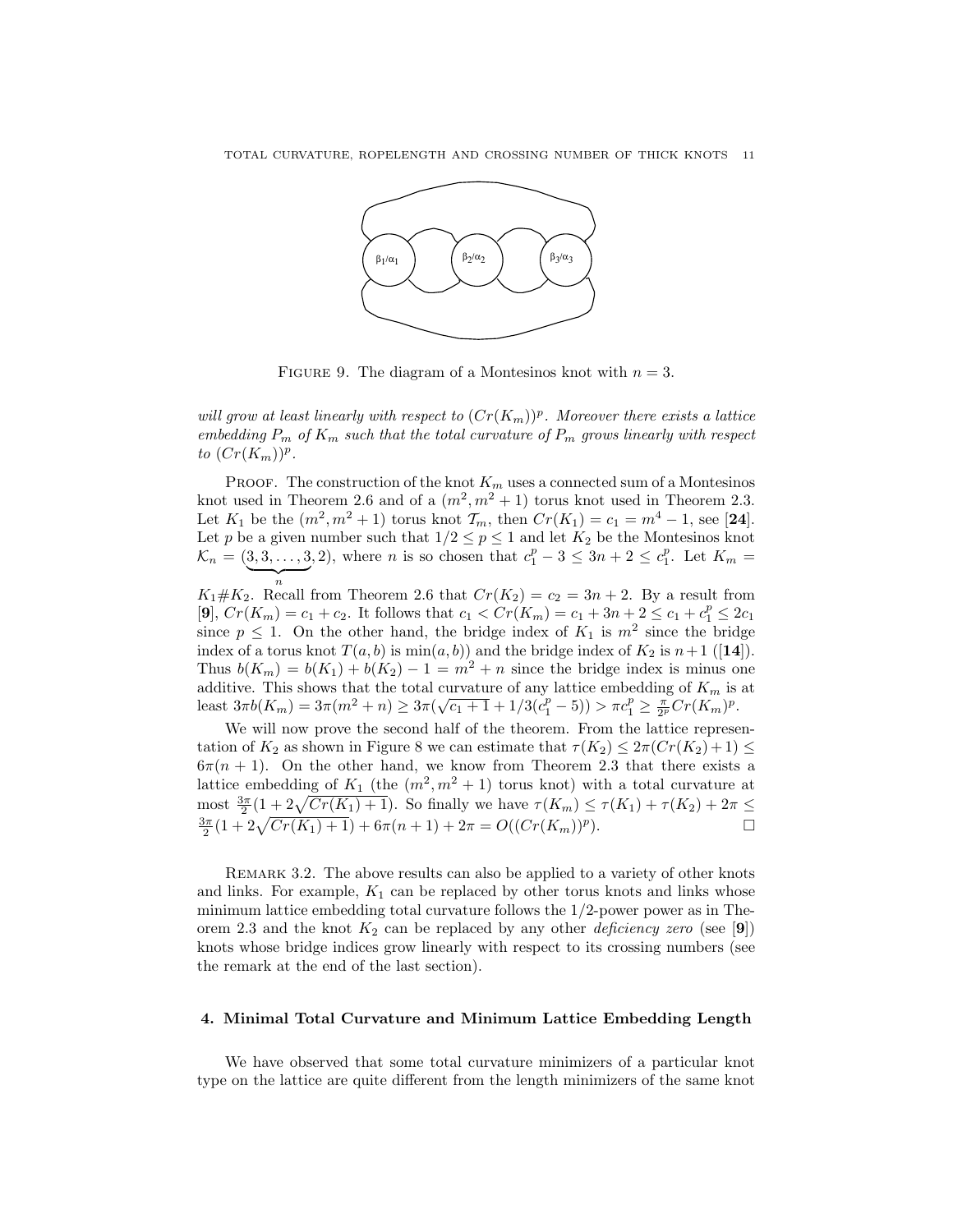FIGURE 9. The diagram of a Montesinos knot with $n = 3$.

*will grow at least linearly with respect to $(Cr(K_m))^p$. Moreover there exists a lattice embedding $P_m$ of $K_m$ such that the total curvature of $P_m$ grows linearly with respect to $(Cr(K_m))^p$.*

PROOF. The construction of the knot $K_m$ uses a connected sum of a Montesinos knot used in Theorem 2.6 and of a $(m^2, m^2+1)$ torus knot used in Theorem 2.3. Let $K_1$ be the $(m^2, m^2+1)$ torus knot $\mathcal{T}_m$, then $Cr(K_1) = c_1 = m^4 - 1$, see [**24**]. Let $p$ be a given number such that $1/2 \leq p \leq 1$ and let $K_2$ be the Montesinos knot $\mathcal{K}_n = (\underbrace{3, 3, \ldots, 3}_{n}, 2)$, where $n$ is so chosen that $c_1^p - 3 \leq 3n + 2 \leq c_1^p$. Let $K_m = K_1 \# K_2$. Recall from Theorem 2.6 that $Cr(K_2) = c_2 = 3n + 2$. By a result from [**9**], $Cr(K_m) = c_1 + c_2$. It follows that $c_1 < Cr(K_m) = c_1 + 3n + 2 \leq c_1 + c_1^p \leq 2c_1$ since $p \leq 1$. On the other hand, the bridge index of $K_1$ is $m^2$ since the bridge index of a torus knot $T(a, b)$ is $\min(a, b)$) and the bridge index of $K_2$ is $n+1$ ([**14**]). Thus $b(K_m) = b(K_1) + b(K_2) - 1 = m^2 + n$ since the bridge index is minus one additive. This shows that the total curvature of any lattice embedding of $K_m$ is at least $3\pi b(K_m) = 3\pi(m^2 + n) \geq 3\pi(\sqrt{c_1 + 1} + 1/3(c_1^p - 5)) > \pi c_1^p \geq \frac{\pi}{2^p} Cr(K_m)^p$.

We will now prove the second half of the theorem. From the lattice representation of $K_2$ as shown in Figure 8 we can estimate that $\tau(K_2) \leq 2\pi(Cr(K_2)+1) \leq 6\pi(n+1)$. On the other hand, we know from Theorem 2.3 that there exists a lattice embedding of $K_1$ (the $(m^2, m^2+1)$ torus knot) with a total curvature at most $\frac{3\pi}{2}(1 + 2\sqrt{Cr(K_1) + 1})$. So finally we have $\tau(K_m) \leq \tau(K_1) + \tau(K_2) + 2\pi \leq \frac{3\pi}{2}(1 + 2\sqrt{Cr(K_1) + 1}) + 6\pi(n+1) + 2\pi = O((Cr(K_m))^p)$. □

REMARK 3.2. The above results can also be applied to a variety of other knots and links. For example, $K_1$ can be replaced by other torus knots and links whose minimum lattice embedding total curvature follows the 1/2-power power as in Theorem 2.3 and the knot $K_2$ can be replaced by any other *deficiency zero* (see [**9**]) knots whose bridge indices grow linearly with respect to its crossing numbers (see the remark at the end of the last section).

## 4. Minimal Total Curvature and Minimum Lattice Embedding Length

We have observed that some total curvature minimizers of a particular knot type on the lattice are quite different from the length minimizers of the same knot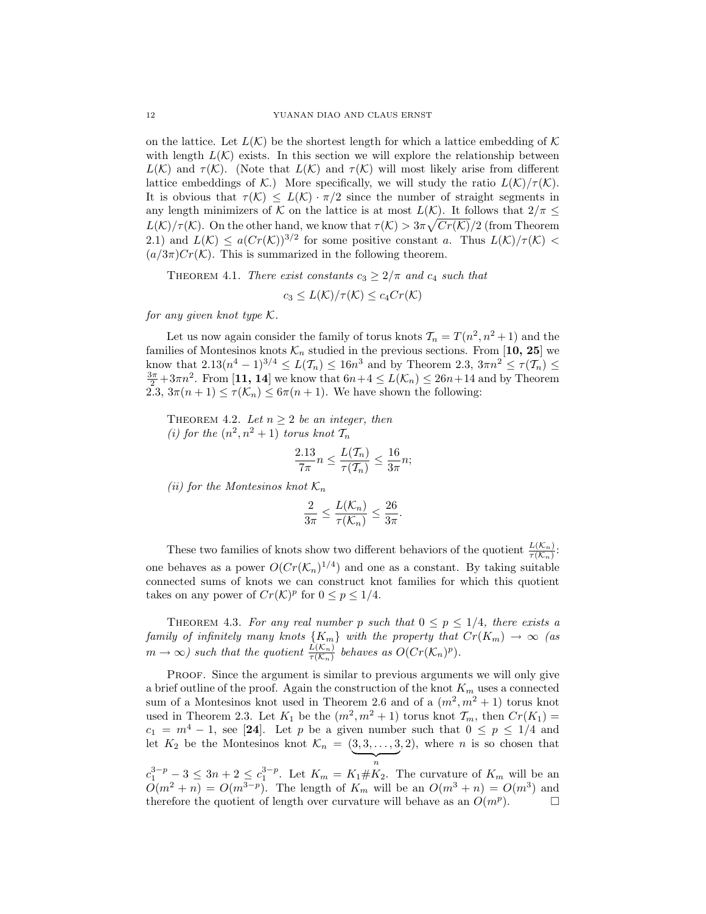on the lattice. Let $L(\mathcal{K})$ be the shortest length for which a lattice embedding of $\mathcal{K}$ with length $L(\mathcal{K})$ exists. In this section we will explore the relationship between $L(\mathcal{K})$ and $\tau(\mathcal{K})$. (Note that $L(\mathcal{K})$ and $\tau(\mathcal{K})$ will most likely arise from different lattice embeddings of $\mathcal{K}$.) More specifically, we will study the ratio $L(\mathcal{K})/\tau(\mathcal{K})$. It is obvious that $\tau(\mathcal{K}) \leq L(\mathcal{K}) \cdot \pi/2$ since the number of straight segments in any length minimizers of $\mathcal{K}$ on the lattice is at most $L(\mathcal{K})$. It follows that $2/\pi \leq L(\mathcal{K})/\tau(\mathcal{K})$. On the other hand, we know that $\tau(\mathcal{K}) > 3\pi\sqrt{Cr(\mathcal{K})}/2$ (from Theorem 2.1) and $L(\mathcal{K}) \leq a(Cr(\mathcal{K}))^{3/2}$ for some positive constant $a$. Thus $L(\mathcal{K})/\tau(\mathcal{K}) < (a/3\pi)Cr(\mathcal{K})$. This is summarized in the following theorem.

Theorem 4.1. *There exist constants $c_3 \geq 2/\pi$ and $c_4$ such that*

$$c_3 \leq L(\mathcal{K})/\tau(\mathcal{K}) \leq c_4 Cr(\mathcal{K})$$

*for any given knot type $\mathcal{K}$.*

Let us now again consider the family of torus knots $\mathcal{T}_n = T(n^2, n^2+1)$ and the families of Montesinos knots $\mathcal{K}_n$ studied in the previous sections. From [**10, 25**] we know that $2.13(n^4-1)^{3/4} \leq L(\mathcal{T}_n) \leq 16n^3$ and by Theorem 2.3, $3\pi n^2 \leq \tau(\mathcal{T}_n) \leq \frac{3\pi}{2} + 3\pi n^2$. From [**11, 14**] we know that $6n+4 \leq L(\mathcal{K}_n) \leq 26n+14$ and by Theorem 2.3, $3\pi(n+1) \leq \tau(\mathcal{K}_n) \leq 6\pi(n+1)$. We have shown the following:

Theorem 4.2. *Let $n \geq 2$ be an integer, then*
*(i) for the $(n^2, n^2+1)$ torus knot $\mathcal{T}_n$*

$$\frac{2.13}{7\pi} n \leq \frac{L(\mathcal{T}_n)}{\tau(\mathcal{T}_n)} \leq \frac{16}{3\pi} n;$$

*(ii) for the Montesinos knot $\mathcal{K}_n$*

$$\frac{2}{3\pi} \leq \frac{L(\mathcal{K}_n)}{\tau(\mathcal{K}_n)} \leq \frac{26}{3\pi}.$$

These two families of knots show two different behaviors of the quotient $\frac{L(\mathcal{K}_n)}{\tau(\mathcal{K}_n)}$: one behaves as a power $O(Cr(\mathcal{K}_n)^{1/4})$ and one as a constant. By taking suitable connected sums of knots we can construct knot families for which this quotient takes on any power of $Cr(\mathcal{K})^p$ for $0 \leq p \leq 1/4$.

Theorem 4.3. *For any real number $p$ such that $0 \leq p \leq 1/4$, there exists a family of infinitely many knots $\{K_m\}$ with the property that $Cr(K_m) \to \infty$ (as $m \to \infty$) such that the quotient $\frac{L(\mathcal{K}_n)}{\tau(\mathcal{K}_n)}$ behaves as $O(Cr(\mathcal{K}_n)^p)$.*

Proof. Since the argument is similar to previous arguments we will only give a brief outline of the proof. Again the construction of the knot $K_m$ uses a connected sum of a Montesinos knot used in Theorem 2.6 and of a $(m^2, m^2+1)$ torus knot used in Theorem 2.3. Let $K_1$ be the $(m^2, m^2+1)$ torus knot $\mathcal{T}_m$, then $Cr(K_1) = c_1 = m^4 - 1$, see [**24**]. Let $p$ be a given number such that $0 \leq p \leq 1/4$ and let $K_2$ be the Montesinos knot $\mathcal{K}_n = (\underbrace{3, 3, \ldots, 3}_{n}, 2)$, where $n$ is so chosen that $c_1^{3-p} - 3 \leq 3n + 2 \leq c_1^{3-p}$. Let $K_m = K_1 \# K_2$. The curvature of $K_m$ will be an $O(m^2 + n) = O(m^{3-p})$. The length of $K_m$ will be an $O(m^3 + n) = O(m^3)$ and therefore the quotient of length over curvature will behave as an $O(m^p)$. $\square$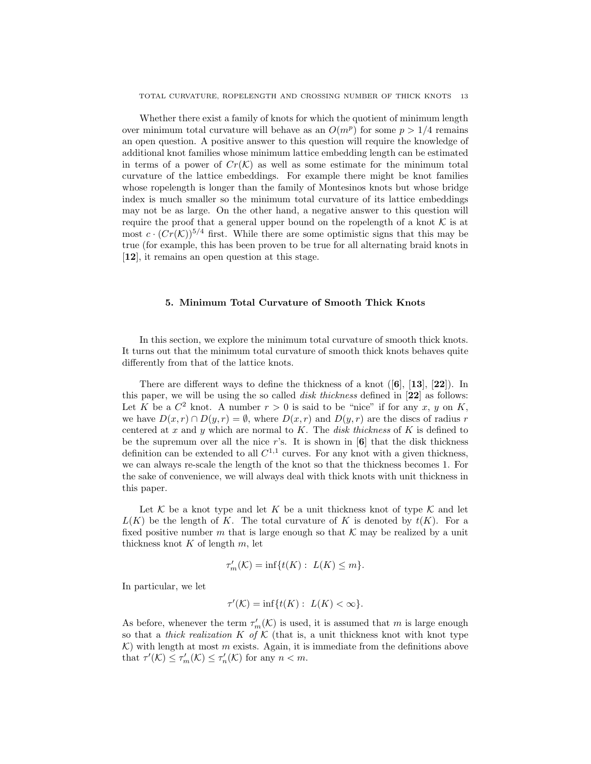Whether there exist a family of knots for which the quotient of minimum length over minimum total curvature will behave as an $O(m^p)$ for some $p > 1/4$ remains an open question. A positive answer to this question will require the knowledge of additional knot families whose minimum lattice embedding length can be estimated in terms of a power of $Cr(\mathcal{K})$ as well as some estimate for the minimum total curvature of the lattice embeddings. For example there might be knot families whose ropelength is longer than the family of Montesinos knots but whose bridge index is much smaller so the minimum total curvature of its lattice embeddings may not be as large. On the other hand, a negative answer to this question will require the proof that a general upper bound on the ropelength of a knot $\mathcal{K}$ is at most $c \cdot (Cr(\mathcal{K}))^{5/4}$ first. While there are some optimistic signs that this may be true (for example, this has been proven to be true for all alternating braid knots in [**12**], it remains an open question at this stage.

## 5. Minimum Total Curvature of Smooth Thick Knots

In this section, we explore the minimum total curvature of smooth thick knots. It turns out that the minimum total curvature of smooth thick knots behaves quite differently from that of the lattice knots.

There are different ways to define the thickness of a knot ([**6**], [**13**], [**22**]). In this paper, we will be using the so called *disk thickness* defined in [**22**] as follows: Let $K$ be a $C^2$ knot. A number $r > 0$ is said to be "nice" if for any $x$, $y$ on $K$, we have $D(x, r) \cap D(y, r) = \emptyset$, where $D(x, r)$ and $D(y, r)$ are the discs of radius $r$ centered at $x$ and $y$ which are normal to $K$. The *disk thickness* of $K$ is defined to be the supremum over all the nice $r$'s. It is shown in [**6**] that the disk thickness definition can be extended to all $C^{1,1}$ curves. For any knot with a given thickness, we can always re-scale the length of the knot so that the thickness becomes 1. For the sake of convenience, we will always deal with thick knots with unit thickness in this paper.

Let $\mathcal{K}$ be a knot type and let $K$ be a unit thickness knot of type $\mathcal{K}$ and let $L(K)$ be the length of $K$. The total curvature of $K$ is denoted by $t(K)$. For a fixed positive number $m$ that is large enough so that $\mathcal{K}$ may be realized by a unit thickness knot $K$ of length $m$, let

$$\tau'_m(\mathcal{K}) = \inf\{t(K) : \; L(K) \leq m\}.$$

In particular, we let

$$\tau'(\mathcal{K}) = \inf\{t(K) : \; L(K) < \infty\}.$$

As before, whenever the term $\tau'_m(\mathcal{K})$ is used, it is assumed that $m$ is large enough so that a *thick realization $K$ of $\mathcal{K}$* (that is, a unit thickness knot with knot type $\mathcal{K}$) with length at most $m$ exists. Again, it is immediate from the definitions above that $\tau'(\mathcal{K}) \leq \tau'_m(\mathcal{K}) \leq \tau'_n(\mathcal{K})$ for any $n < m$.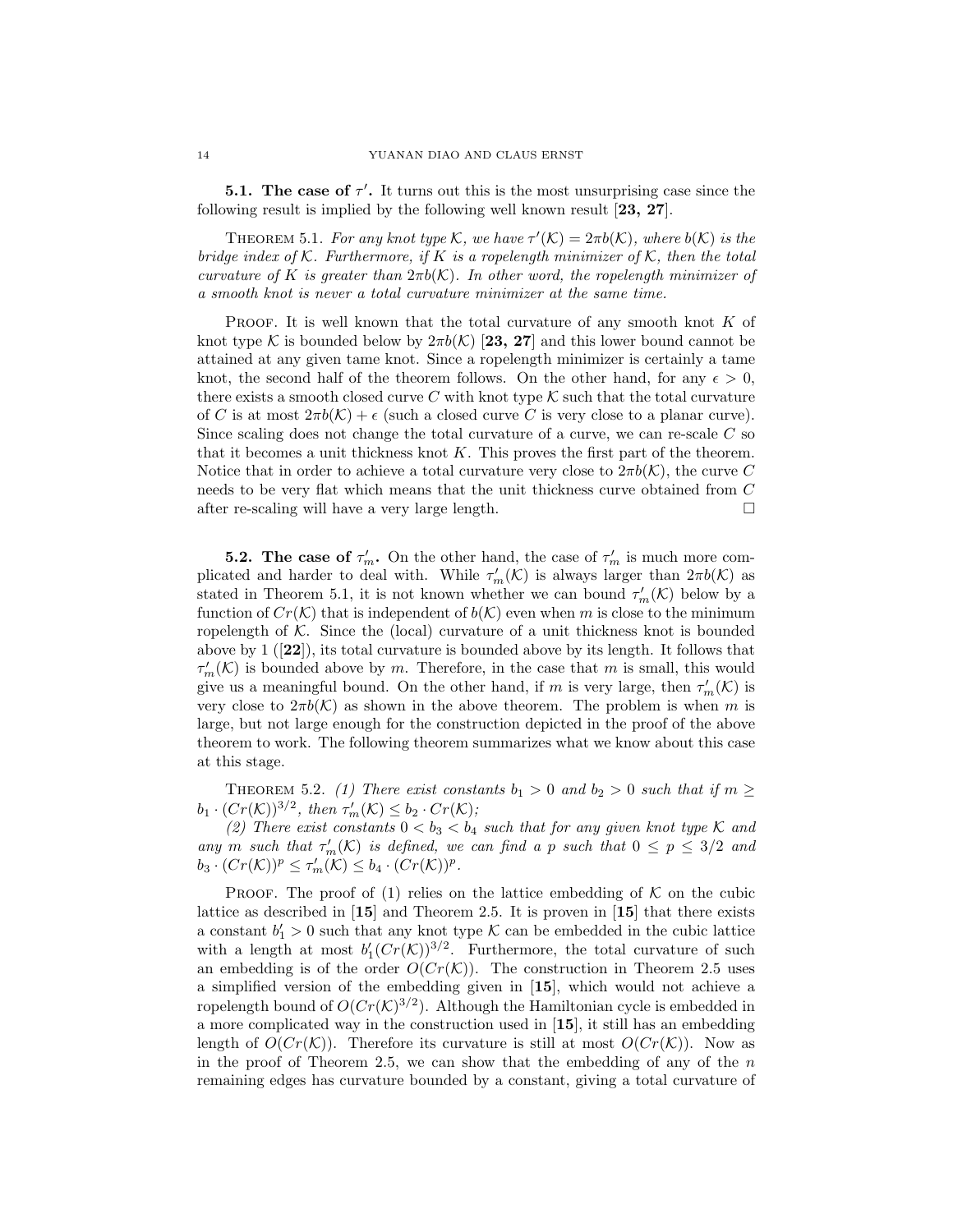**5.1. The case of $\tau'$.** It turns out this is the most unsurprising case since the following result is implied by the following well known result [**23, 27**].

THEOREM 5.1. *For any knot type $\mathcal{K}$, we have $\tau'(\mathcal{K}) = 2\pi b(\mathcal{K})$, where $b(\mathcal{K})$ is the bridge index of $\mathcal{K}$. Furthermore, if $K$ is a ropelength minimizer of $\mathcal{K}$, then the total curvature of $K$ is greater than $2\pi b(\mathcal{K})$. In other word, the ropelength minimizer of a smooth knot is never a total curvature minimizer at the same time.*

PROOF. It is well known that the total curvature of any smooth knot $K$ of knot type $\mathcal{K}$ is bounded below by $2\pi b(\mathcal{K})$ [**23, 27**] and this lower bound cannot be attained at any given tame knot. Since a ropelength minimizer is certainly a tame knot, the second half of the theorem follows. On the other hand, for any $\epsilon > 0$, there exists a smooth closed curve $C$ with knot type $\mathcal{K}$ such that the total curvature of $C$ is at most $2\pi b(\mathcal{K}) + \epsilon$ (such a closed curve $C$ is very close to a planar curve). Since scaling does not change the total curvature of a curve, we can re-scale $C$ so that it becomes a unit thickness knot $K$. This proves the first part of the theorem. Notice that in order to achieve a total curvature very close to $2\pi b(\mathcal{K})$, the curve $C$ needs to be very flat which means that the unit thickness curve obtained from $C$ after re-scaling will have a very large length. $\square$

**5.2. The case of $\tau'_m$.** On the other hand, the case of $\tau'_m$ is much more complicated and harder to deal with. While $\tau'_m(\mathcal{K})$ is always larger than $2\pi b(\mathcal{K})$ as stated in Theorem 5.1, it is not known whether we can bound $\tau'_m(\mathcal{K})$ below by a function of $Cr(\mathcal{K})$ that is independent of $b(\mathcal{K})$ even when $m$ is close to the minimum ropelength of $\mathcal{K}$. Since the (local) curvature of a unit thickness knot is bounded above by 1 ([**22**]), its total curvature is bounded above by its length. It follows that $\tau'_m(\mathcal{K})$ is bounded above by $m$. Therefore, in the case that $m$ is small, this would give us a meaningful bound. On the other hand, if $m$ is very large, then $\tau'_m(\mathcal{K})$ is very close to $2\pi b(\mathcal{K})$ as shown in the above theorem. The problem is when $m$ is large, but not large enough for the construction depicted in the proof of the above theorem to work. The following theorem summarizes what we know about this case at this stage.

THEOREM 5.2. *(1) There exist constants $b_1 > 0$ and $b_2 > 0$ such that if $m \geq b_1 \cdot (Cr(\mathcal{K}))^{3/2}$, then $\tau'_m(\mathcal{K}) \leq b_2 \cdot Cr(\mathcal{K})$;*

*(2) There exist constants $0 < b_3 < b_4$ such that for any given knot type $\mathcal{K}$ and any $m$ such that $\tau'_m(\mathcal{K})$ is defined, we can find a $p$ such that $0 \leq p \leq 3/2$ and $b_3 \cdot (Cr(\mathcal{K}))^p \leq \tau'_m(\mathcal{K}) \leq b_4 \cdot (Cr(\mathcal{K}))^p$.*

PROOF. The proof of (1) relies on the lattice embedding of $\mathcal{K}$ on the cubic lattice as described in [**15**] and Theorem 2.5. It is proven in [**15**] that there exists a constant $b'_1 > 0$ such that any knot type $\mathcal{K}$ can be embedded in the cubic lattice with a length at most $b'_1(Cr(\mathcal{K}))^{3/2}$. Furthermore, the total curvature of such an embedding is of the order $O(Cr(\mathcal{K}))$. The construction in Theorem 2.5 uses a simplified version of the embedding given in [**15**], which would not achieve a ropelength bound of $O(Cr(\mathcal{K})^{3/2})$. Although the Hamiltonian cycle is embedded in a more complicated way in the construction used in [**15**], it still has an embedding length of $O(Cr(\mathcal{K}))$. Therefore its curvature is still at most $O(Cr(\mathcal{K}))$. Now as in the proof of Theorem 2.5, we can show that the embedding of any of the $n$ remaining edges has curvature bounded by a constant, giving a total curvature of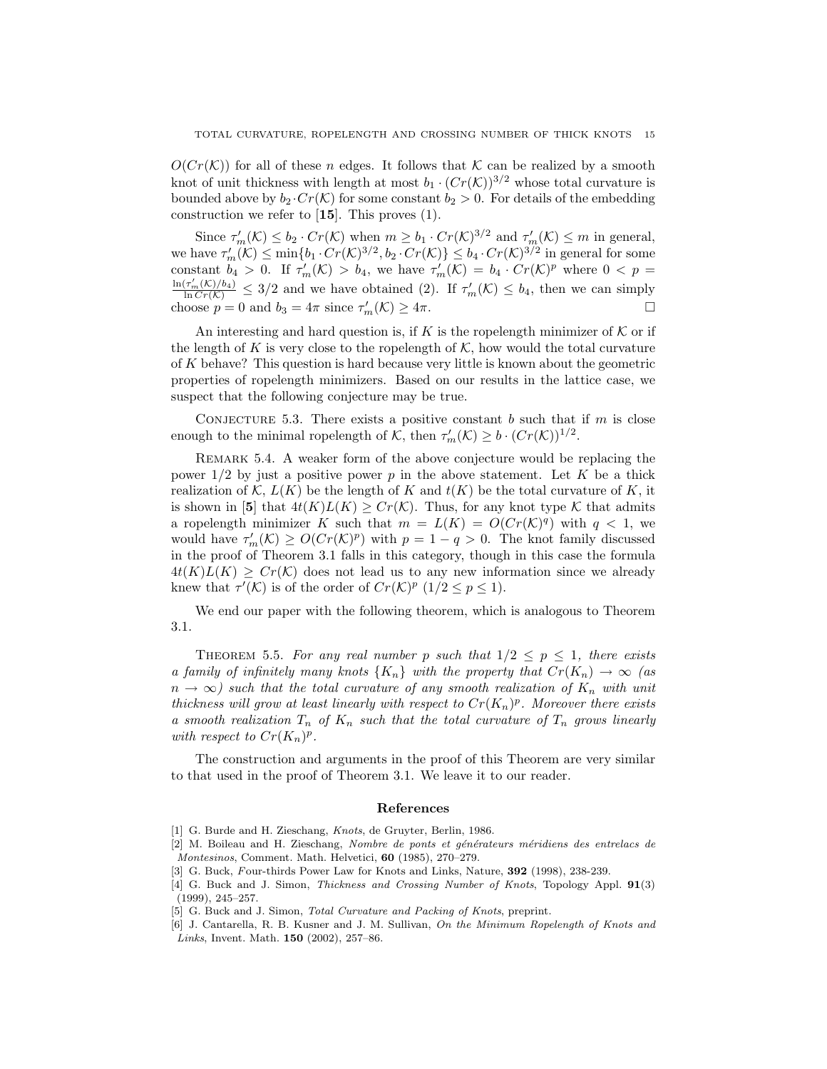$O(Cr(\mathcal{K}))$ for all of these $n$ edges. It follows that $\mathcal{K}$ can be realized by a smooth knot of unit thickness with length at most $b_1 \cdot (Cr(\mathcal{K}))^{3/2}$ whose total curvature is bounded above by $b_2 \cdot Cr(\mathcal{K})$ for some constant $b_2 > 0$. For details of the embedding construction we refer to [**15**]. This proves (1).

Since $\tau'_m(\mathcal{K}) \le b_2 \cdot Cr(\mathcal{K})$ when $m \ge b_1 \cdot Cr(\mathcal{K})^{3/2}$ and $\tau'_m(\mathcal{K}) \le m$ in general, we have $\tau'_m(\mathcal{K}) \le \min\{b_1 \cdot Cr(\mathcal{K})^{3/2}, b_2 \cdot Cr(\mathcal{K})\} \le b_4 \cdot Cr(\mathcal{K})^{3/2}$ in general for some constant $b_4 > 0$. If $\tau'_m(\mathcal{K}) > b_4$, we have $\tau'_m(\mathcal{K}) = b_4 \cdot Cr(\mathcal{K})^p$ where $0 < p = \frac{\ln(\tau'_m(\mathcal{K})/b_4)}{\ln Cr(\mathcal{K})} \le 3/2$ and we have obtained (2). If $\tau'_m(\mathcal{K}) \le b_4$, then we can simply choose $p = 0$ and $b_3 = 4\pi$ since $\tau'_m(\mathcal{K}) \ge 4\pi$. □

An interesting and hard question is, if $K$ is the ropelength minimizer of $\mathcal{K}$ or if the length of $K$ is very close to the ropelength of $\mathcal{K}$, how would the total curvature of $K$ behave? This question is hard because very little is known about the geometric properties of ropelength minimizers. Based on our results in the lattice case, we suspect that the following conjecture may be true.

Conjecture 5.3. There exists a positive constant $b$ such that if $m$ is close enough to the minimal ropelength of $\mathcal{K}$, then $\tau'_m(\mathcal{K}) \ge b \cdot (Cr(\mathcal{K}))^{1/2}$.

Remark 5.4. A weaker form of the above conjecture would be replacing the power $1/2$ by just a positive power $p$ in the above statement. Let $K$ be a thick realization of $\mathcal{K}$, $L(K)$ be the length of $K$ and $t(K)$ be the total curvature of $K$, it is shown in [**5**] that $4t(K)L(K) \ge Cr(\mathcal{K})$. Thus, for any knot type $\mathcal{K}$ that admits a ropelength minimizer $K$ such that $m = L(K) = O(Cr(\mathcal{K})^q)$ with $q < 1$, we would have $\tau'_m(\mathcal{K}) \ge O(Cr(\mathcal{K})^p)$ with $p = 1 - q > 0$. The knot family discussed in the proof of Theorem 3.1 falls in this category, though in this case the formula $4t(K)L(K) \ge Cr(\mathcal{K})$ does not lead us to any new information since we already knew that $\tau'(\mathcal{K})$ is of the order of $Cr(\mathcal{K})^p$ $(1/2 \le p \le 1)$.

We end our paper with the following theorem, which is analogous to Theorem 3.1.

Theorem 5.5. *For any real number $p$ such that $1/2 \le p \le 1$, there exists a family of infinitely many knots $\{K_n\}$ with the property that $Cr(K_n) \to \infty$ (as $n \to \infty$) such that the total curvature of any smooth realization of $K_n$ with unit thickness will grow at least linearly with respect to $Cr(K_n)^p$. Moreover there exists a smooth realization $T_n$ of $K_n$ such that the total curvature of $T_n$ grows linearly with respect to $Cr(K_n)^p$.*

The construction and arguments in the proof of this Theorem are very similar to that used in the proof of Theorem 3.1. We leave it to our reader.

## References

[1] G. Burde and H. Zieschang, *Knots*, de Gruyter, Berlin, 1986.

[2] M. Boileau and H. Zieschang, *Nombre de ponts et générateurs méridiens des entrelacs de Montesinos*, Comment. Math. Helvetici, **60** (1985), 270–279.

[3] G. Buck, Four-thirds Power Law for Knots and Links, Nature, **392** (1998), 238-239.

[4] G. Buck and J. Simon, *Thickness and Crossing Number of Knots*, Topology Appl. **91**(3) (1999), 245–257.

[5] G. Buck and J. Simon, *Total Curvature and Packing of Knots*, preprint.

[6] J. Cantarella, R. B. Kusner and J. M. Sullivan, *On the Minimum Ropelength of Knots and Links*, Invent. Math. **150** (2002), 257–86.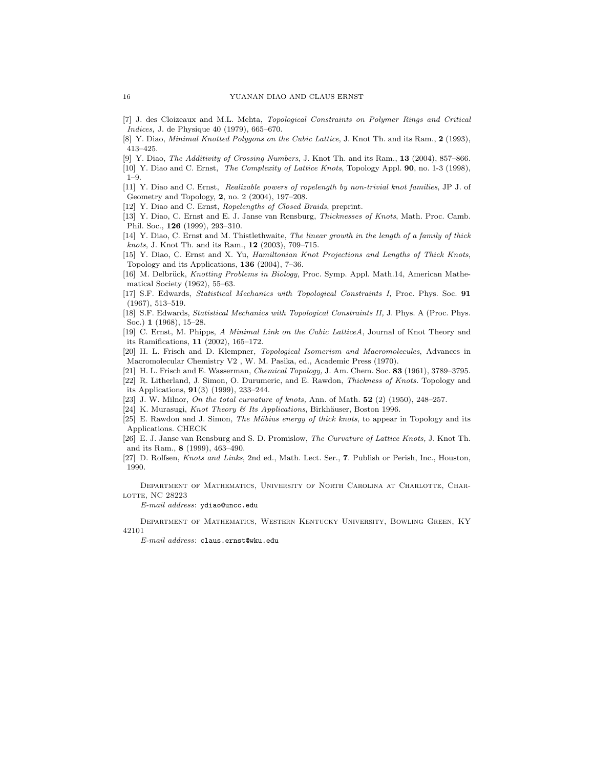[7] J. des Cloizeaux and M.L. Mehta, *Topological Constraints on Polymer Rings and Critical Indices,* J. de Physique 40 (1979), 665–670.

[8] Y. Diao, *Minimal Knotted Polygons on the Cubic Lattice*, J. Knot Th. and its Ram., **2** (1993), 413–425.

[9] Y. Diao, *The Additivity of Crossing Numbers*, J. Knot Th. and its Ram., **13** (2004), 857–866.

[10] Y. Diao and C. Ernst, *The Complexity of Lattice Knots*, Topology Appl. **90**, no. 1-3 (1998), 1–9.

[11] Y. Diao and C. Ernst, *Realizable powers of ropelength by non-trivial knot families*, JP J. of Geometry and Topology, **2**, no. 2 (2004), 197–208.

[12] Y. Diao and C. Ernst, *Ropelengths of Closed Braids*, preprint.

[13] Y. Diao, C. Ernst and E. J. Janse van Rensburg, *Thicknesses of Knots*, Math. Proc. Camb. Phil. Soc., **126** (1999), 293–310.

[14] Y. Diao, C. Ernst and M. Thistlethwaite, *The linear growth in the length of a family of thick knots*, J. Knot Th. and its Ram., **12** (2003), 709–715.

[15] Y. Diao, C. Ernst and X. Yu, *Hamiltonian Knot Projections and Lengths of Thick Knots*, Topology and its Applications, **136** (2004), 7–36.

[16] M. Delbrück, *Knotting Problems in Biology,* Proc. Symp. Appl. Math.14, American Mathematical Society (1962), 55–63.

[17] S.F. Edwards, *Statistical Mechanics with Topological Constraints I,* Proc. Phys. Soc. **91** (1967), 513–519.

[18] S.F. Edwards, *Statistical Mechanics with Topological Constraints II,* J. Phys. A (Proc. Phys. Soc.) **1** (1968), 15–28.

[19] C. Ernst, M. Phipps, *A Minimal Link on the Cubic LatticeA*, Journal of Knot Theory and its Ramifications, **11** (2002), 165–172.

[20] H. L. Frisch and D. Klempner, *Topological Isomerism and Macromolecules*, Advances in Macromolecular Chemistry V2 , W. M. Pasika, ed., Academic Press (1970).

[21] H. L. Frisch and E. Wasserman, *Chemical Topology,* J. Am. Chem. Soc. **83** (1961), 3789–3795.

[22] R. Litherland, J. Simon, O. Durumeric, and E. Rawdon, *Thickness of Knots.* Topology and its Applications, **91**(3) (1999), 233–244.

[23] J. W. Milnor, *On the total curvature of knots,* Ann. of Math. **52** (2) (1950), 248–257.

[24] K. Murasugi, *Knot Theory & Its Applications*, Birkhäuser, Boston 1996.

[25] E. Rawdon and J. Simon, *The Möbius energy of thick knots*, to appear in Topology and its Applications. CHECK

[26] E. J. Janse van Rensburg and S. D. Promislow, *The Curvature of Lattice Knots,* J. Knot Th. and its Ram., **8** (1999), 463–490.

[27] D. Rolfsen, *Knots and Links*, 2nd ed., Math. Lect. Ser., **7**. Publish or Perish, Inc., Houston, 1990.

Department of Mathematics, University of North Carolina at Charlotte, Charlotte, NC 28223

*E-mail address*: ydiao@uncc.edu

Department of Mathematics, Western Kentucky University, Bowling Green, KY 42101

*E-mail address*: claus.ernst@wku.edu